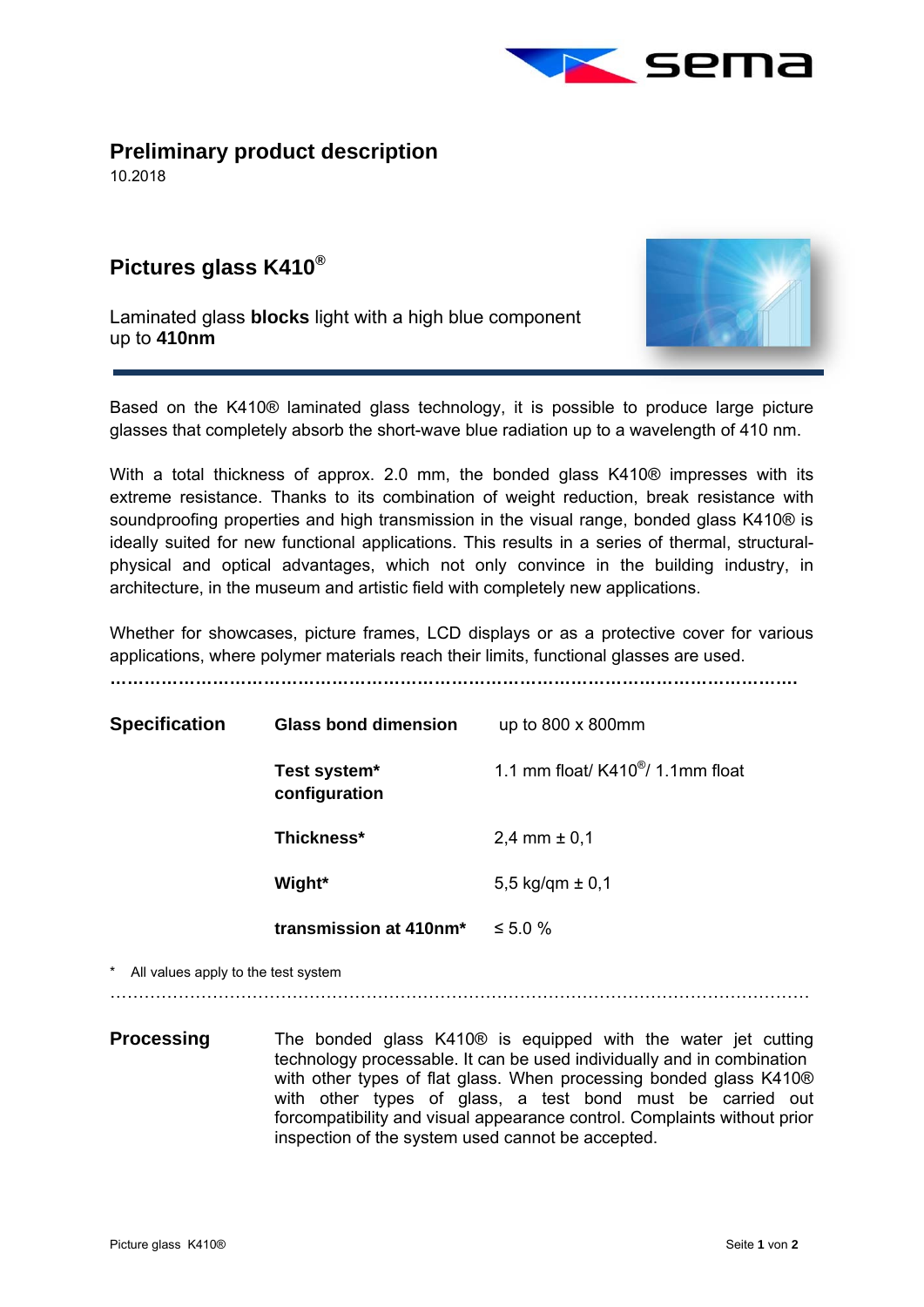# Preliminary product description

10.2018

## Pictures glass K410®

Laminated glass **blocks** light with a high blue component up to **410nm**

Based on the K410® laminated glass technology, it is possible to produce large picture glasses that completely absorb the short-wave blue radiation up to a wavelength of 410 nm.

With a total thickness of approx. 2.0 mm, the bonded glass K410® impresses with its extreme resistance. Thanks to its combination of weight reduction, break resistance with soundproofing properties and high transmission in the visual range, bonded glass K410® is ideally suited for new functional applications. This results in a series of thermal, structural-physical and optical advantages, which not only convince in the building industry, in architecture, in the museum and artistic field with completely new applications.

Whether for showcases, picture frames, LCD displays or as a protective cover for various applications, where polymer materials reach their limits, functional glasses are used.

---

| **Specification** | | |
|---|---|---|
| | **Glass bond dimension** | up to 800 x 800mm |
| | **Test system* configuration** | 1.1 mm float/ K410®/ 1.1mm float |
| | **Thickness*** | 2,4 mm ± 0,1 |
| | **Wight*** | 5,5 kg/qm ± 0,1 |
| | **transmission at 410nm*** | ≤ 5.0 % |

\* All values apply to the test system

---

**Processing**

The bonded glass K410® is equipped with the water jet cutting technology processable. It can be used individually and in combination with other types of flat glass. When processing bonded glass K410® with other types of glass, a test bond must be carried out forcompatibility and visual appearance control. Complaints without prior inspection of the system used cannot be accepted.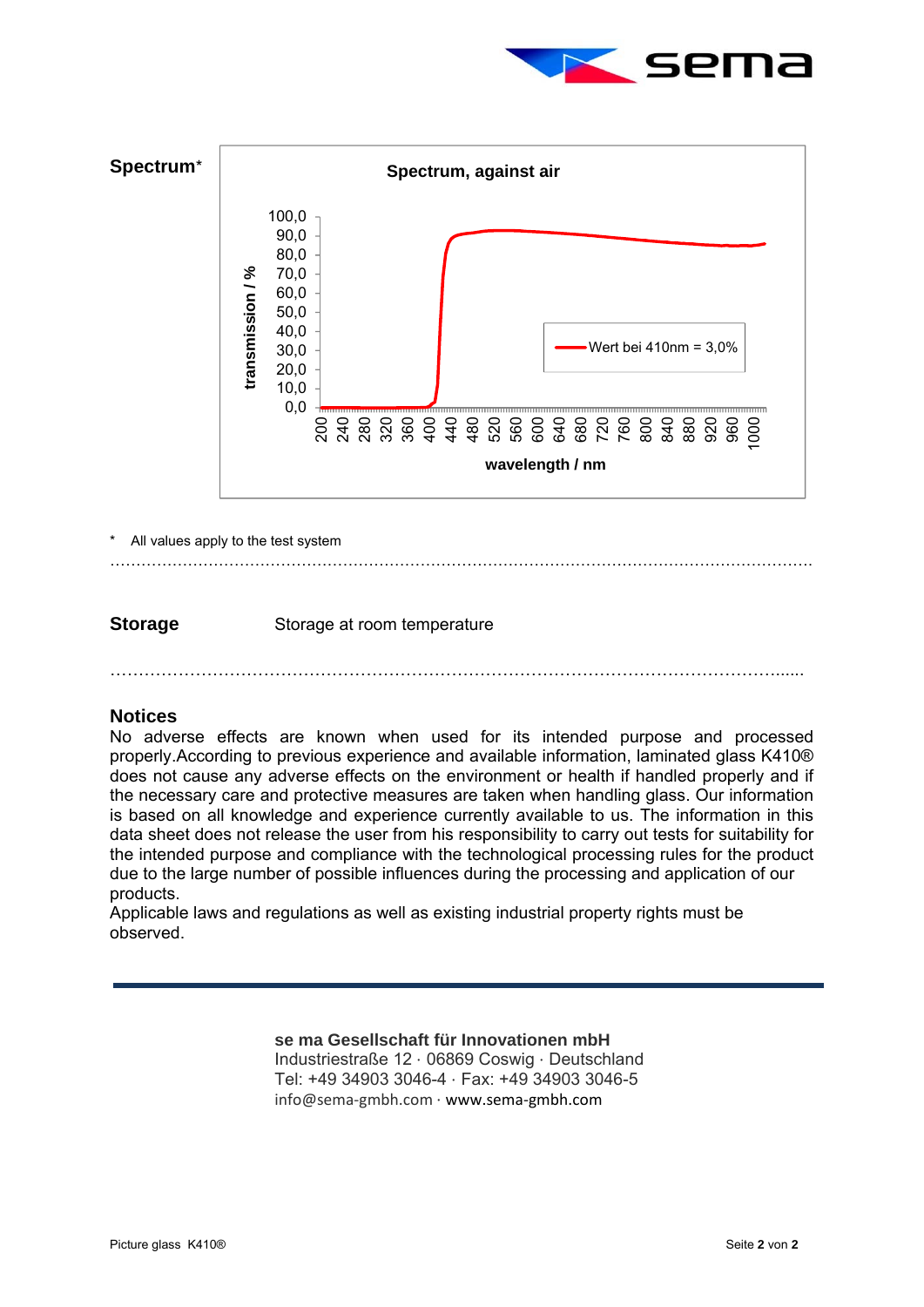## Spectrum*

Spectrum, against air

transmission / %

100,0
90,0
80,0
70,0
60,0
50,0
40,0
30,0
20,0
10,0
0,0

200 240 280 320 360 400 440 480 520 560 600 640 680 720 760 800 840 880 920 960 1000

wavelength / nm

Wert bei 410nm = 3,0%

\* All values apply to the test system

## Storage

Storage at room temperature

## Notices

No adverse effects are known when used for its intended purpose and processed properly.According to previous experience and available information, laminated glass K410® does not cause any adverse effects on the environment or health if handled properly and if the necessary care and protective measures are taken when handling glass. Our information is based on all knowledge and experience currently available to us. The information in this data sheet does not release the user from his responsibility to carry out tests for suitability for the intended purpose and compliance with the technological processing rules for the product due to the large number of possible influences during the processing and application of our products.
Applicable laws and regulations as well as existing industrial property rights must be observed.

**se ma Gesellschaft für Innovationen mbH**
Industriestraße 12 · 06869 Coswig · Deutschland
Tel: +49 34903 3046-4 · Fax: +49 34903 3046-5
info@sema-gmbh.com · www.sema-gmbh.com